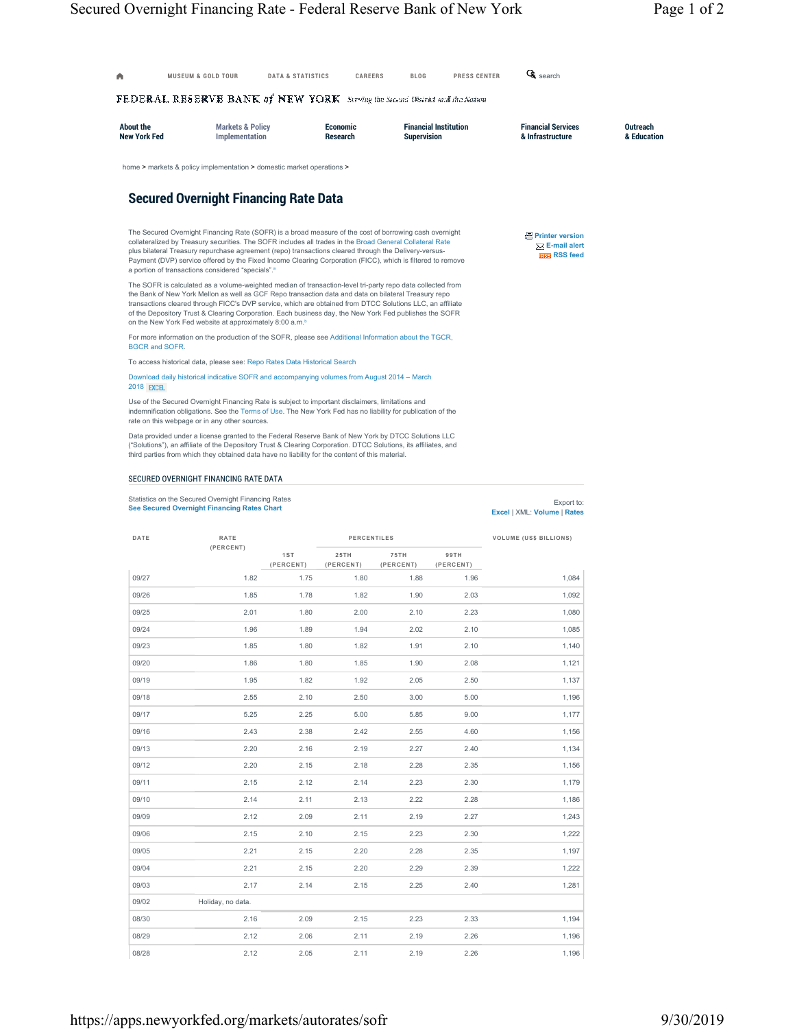MUSEUM & GOLD TOUR　DATA & STATISTICS　CAREERS　BLOG　PRESS CENTER　search

FEDERAL RESERVE BANK of NEW YORK　Serving the Second District and the Nation

About the New York Fed　Markets & Policy Implementation　Economic Research　Financial Institution Supervision　Financial Services & Infrastructure　Outreach & Education

home > markets & policy implementation > domestic market operations >

# Secured Overnight Financing Rate Data

Printer version
E-mail alert
RSS feed

The Secured Overnight Financing Rate (SOFR) is a broad measure of the cost of borrowing cash overnight collateralized by Treasury securities. The SOFR includes all trades in the Broad General Collateral Rate plus bilateral Treasury repurchase agreement (repo) transactions cleared through the Delivery-versus-Payment (DVP) service offered by the Fixed Income Clearing Corporation (FICC), which is filtered to remove a portion of transactions considered "specials".[a]

The SOFR is calculated as a volume-weighted median of transaction-level tri-party repo data collected from the Bank of New York Mellon as well as GCF Repo transaction data and data on bilateral Treasury repo transactions cleared through FICC's DVP service, which are obtained from DTCC Solutions LLC, an affiliate of the Depository Trust & Clearing Corporation. Each business day, the New York Fed publishes the SOFR on the New York Fed website at approximately 8:00 a.m.[b]

For more information on the production of the SOFR, please see Additional Information about the TGCR, BGCR and SOFR.

To access historical data, please see: Repo Rates Data Historical Search

Download daily historical indicative SOFR and accompanying volumes from August 2014 – March 2018 EXCEL

Use of the Secured Overnight Financing Rate is subject to important disclaimers, limitations and indemnification obligations. See the Terms of Use. The New York Fed has no liability for publication of the rate on this webpage or in any other sources.

Data provided under a license granted to the Federal Reserve Bank of New York by DTCC Solutions LLC ("Solutions"), an affiliate of the Depository Trust & Clearing Corporation. DTCC Solutions, its affiliates, and third parties from which they obtained data have no liability for the content of this material.

## SECURED OVERNIGHT FINANCING RATE DATA

Statistics on the Secured Overnight Financing Rates
**See Secured Overnight Financing Rates Chart**

Export to:
Excel | XML: Volume | Rates

| DATE | RATE (PERCENT) | PERCENTILES | | | | VOLUME (US$ BILLIONS) |
|---|---|---|---|---|---|---|
| | | 1ST (PERCENT) | 25TH (PERCENT) | 75TH (PERCENT) | 99TH (PERCENT) | |
| 09/27 | 1.82 | 1.75 | 1.80 | 1.88 | 1.96 | 1,084 |
| 09/26 | 1.85 | 1.78 | 1.82 | 1.90 | 2.03 | 1,092 |
| 09/25 | 2.01 | 1.80 | 2.00 | 2.10 | 2.23 | 1,080 |
| 09/24 | 1.96 | 1.89 | 1.94 | 2.02 | 2.10 | 1,085 |
| 09/23 | 1.85 | 1.80 | 1.82 | 1.91 | 2.10 | 1,140 |
| 09/20 | 1.86 | 1.80 | 1.85 | 1.90 | 2.08 | 1,121 |
| 09/19 | 1.95 | 1.82 | 1.92 | 2.05 | 2.50 | 1,137 |
| 09/18 | 2.55 | 2.10 | 2.50 | 3.00 | 5.00 | 1,196 |
| 09/17 | 5.25 | 2.25 | 5.00 | 5.85 | 9.00 | 1,177 |
| 09/16 | 2.43 | 2.38 | 2.42 | 2.55 | 4.60 | 1,156 |
| 09/13 | 2.20 | 2.16 | 2.19 | 2.27 | 2.40 | 1,134 |
| 09/12 | 2.20 | 2.15 | 2.18 | 2.28 | 2.35 | 1,156 |
| 09/11 | 2.15 | 2.12 | 2.14 | 2.23 | 2.30 | 1,179 |
| 09/10 | 2.14 | 2.11 | 2.13 | 2.22 | 2.28 | 1,186 |
| 09/09 | 2.12 | 2.09 | 2.11 | 2.19 | 2.27 | 1,243 |
| 09/06 | 2.15 | 2.10 | 2.15 | 2.23 | 2.30 | 1,222 |
| 09/05 | 2.21 | 2.15 | 2.20 | 2.28 | 2.35 | 1,197 |
| 09/04 | 2.21 | 2.15 | 2.20 | 2.29 | 2.39 | 1,222 |
| 09/03 | 2.17 | 2.14 | 2.15 | 2.25 | 2.40 | 1,281 |
| 09/02 | Holiday, no data. | | | | | |
| 08/30 | 2.16 | 2.09 | 2.15 | 2.23 | 2.33 | 1,194 |
| 08/29 | 2.12 | 2.06 | 2.11 | 2.19 | 2.26 | 1,196 |
| 08/28 | 2.12 | 2.05 | 2.11 | 2.19 | 2.26 | 1,196 |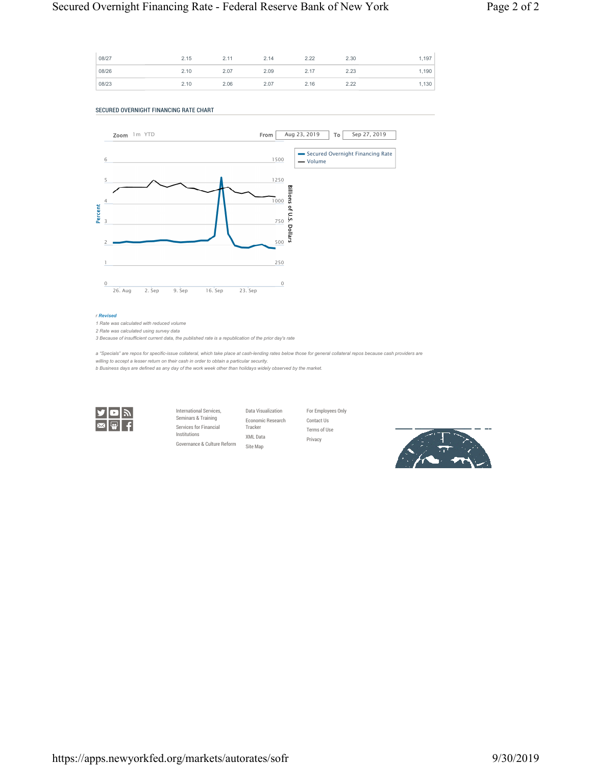| | | | | | | |
|---|---|---|---|---|---|---|
| 08/27 | 2.15 | 2.11 | 2.14 | 2.22 | 2.30 | 1,197 |
| 08/26 | 2.10 | 2.07 | 2.09 | 2.17 | 2.23 | 1,190 |
| 08/23 | 2.10 | 2.06 | 2.07 | 2.16 | 2.22 | 1,130 |

SECURED OVERNIGHT FINANCING RATE CHART

Zoom 1m YTD

From Aug 23, 2019 To Sep 27, 2019

Secured Overnight Financing Rate
Volume

Percent
0
1
2
3
4
5
6

Billions of U.S. Dollars
0
250
500
750
1000
1250
1500

26. Aug
2. Sep
9. Sep
16. Sep
23. Sep

*r* ***Revised***

*1 Rate was calculated with reduced volume*

*2 Rate was calculated using survey data*

*3 Because of insufficient current data, the published rate is a republication of the prior day's rate*

*a "Specials" are repos for specific-issue collateral, which take place at cash-lending rates below those for general collateral repos because cash providers are willing to accept a lesser return on their cash in order to obtain a particular security.*

*b Business days are defined as any day of the work week other than holidays widely observed by the market.*

International Services, Seminars & Training

Services for Financial Institutions

Governance & Culture Reform

Data Visualization

Economic Research Tracker

XML Data

Site Map

For Employees Only

Contact Us

Terms of Use

Privacy